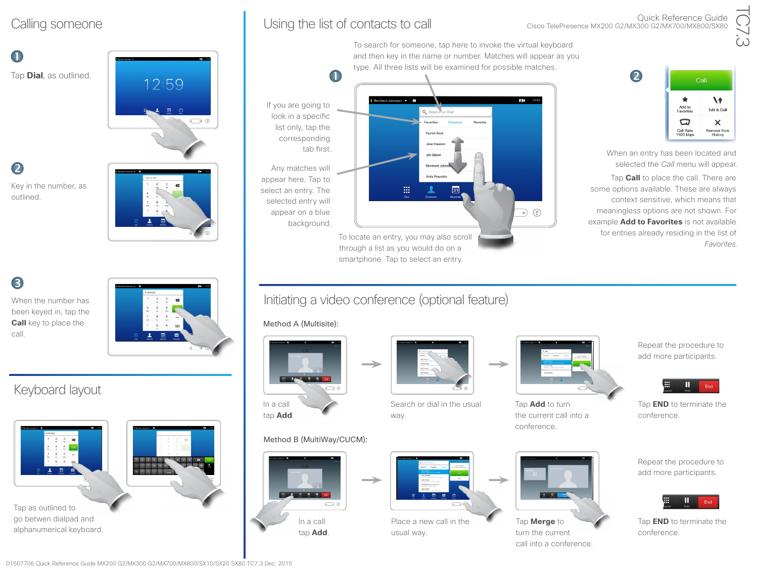# Calling someone

1. Tap **Dial**, as outlined.

2. Key in the number, as outlined.

3. When the number has been keyed in, tap the **Call** key to place the call.

# Keyboard layout

Tap as outlined to go between dialpad and alphanumerical keyboard.

# Using the list of contacts to call

Quick Reference Guide
Cisco TelePresence MX200 G2/MX300 G2/MX700/MX800/SX80

TC7.3

1. To search for someone, tap here to invoke the virtual keyboard and then key in the name or number. Matches will appear as you type. All three lists will be examined for possible matches.

If you are going to look in a specific list only, tap the corresponding tab first.

Any matches will appear here. Tap to select an entry. The selected entry will appear on a blue background.

To locate an entry, you may also scroll through a list as you would do on a smartphone. Tap to select an entry.

2. When an entry has been located and selected the *Call* menu will appear.

Tap **Call** to place the call. There are some options available. These are always context sensitive, which means that meaningless options are not shown. For example **Add to Favorites** is not available for entries already residing in the list of *Favorites*.

# Initiating a video conference (optional feature)

Method A (Multisite):

In a call tap **Add**.

Search or dial in the usual way.

Tap **Add** to turn the current call into a conference.

Repeat the procedure to add more participants.

Tap **END** to terminate the conference.

Method B (MultiWay/CUCM):

In a call tap **Add**.

Place a new call in the usual way.

Tap **Merge** to turn the current call into a conference.

Repeat the procedure to add more participants.

Tap **END** to terminate the conference.

D1507706 Quick Reference Guide MX200 G2/MX300 G2/MX700/MX800/SX10/SX20 SX80 TC7.3 Dec. 2015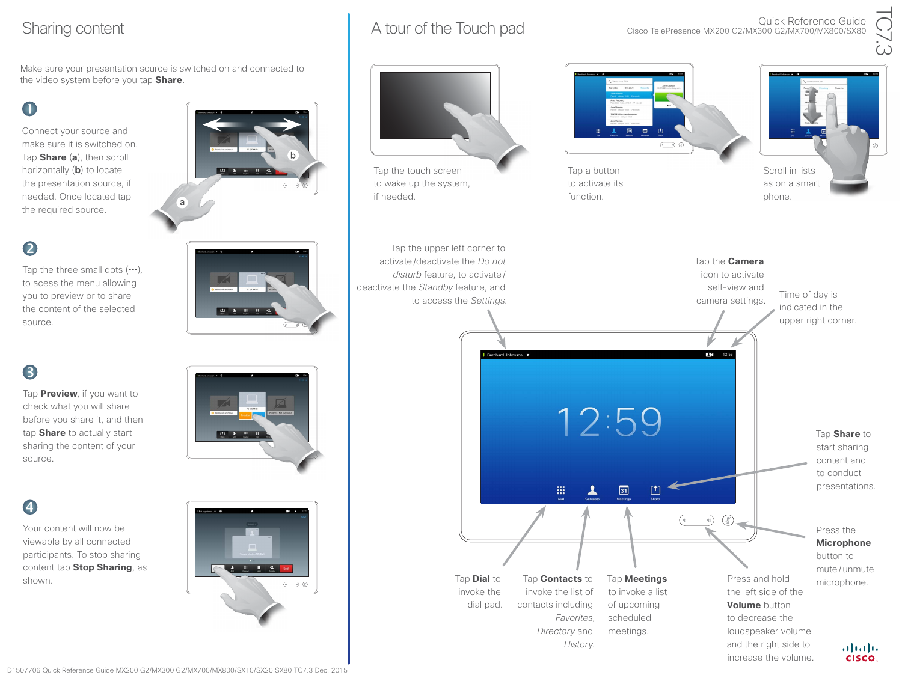# Sharing content

Make sure your presentation source is switched on and connected to the video system before you tap **Share**.

**1**

Connect your source and make sure it is switched on. Tap **Share** (**a**), then scroll horizontally (**b**) to locate the presentation source, if needed. Once located tap the required source.

**2**

Tap the three small dots (•••), to acess the menu allowing you to preview or to share the content of the selected source.

**3**

Tap **Preview**, if you want to check what you will share before you share it, and then tap **Share** to actually start sharing the content of your source.

**4**

Your content will now be viewable by all connected participants. To stop sharing content tap **Stop Sharing**, as shown.

# A tour of the Touch pad

Quick Reference Guide
Cisco TelePresence MX200 G2/MX300 G2/MX700/MX800/SX80

TC7.3

Tap the touch screen to wake up the system, if needed.

Tap a button to activate its function.

Scroll in lists as on a smart phone.

Tap the upper left corner to activate/deactivate the *Do not disturb* feature, to activate/deactivate the *Standby* feature, and to access the *Settings*.

Tap the **Camera** icon to activate self-view and camera settings.

Time of day is indicated in the upper right corner.

Tap **Share** to start sharing content and to conduct presentations.

Press the **Microphone** button to mute/unmute microphone.

Tap **Dial** to invoke the dial pad.

Tap **Contacts** to invoke the list of contacts including *Favorites*, *Directory* and *History*.

Tap **Meetings** to invoke a list of upcoming scheduled meetings.

Press and hold the left side of the **Volume** button to decrease the loudspeaker volume and the right side to increase the volume.

D1507706 Quick Reference Guide MX200 G2/MX300 G2/MX700/MX800/SX10/SX20 SX80 TC7.3 Dec. 2015